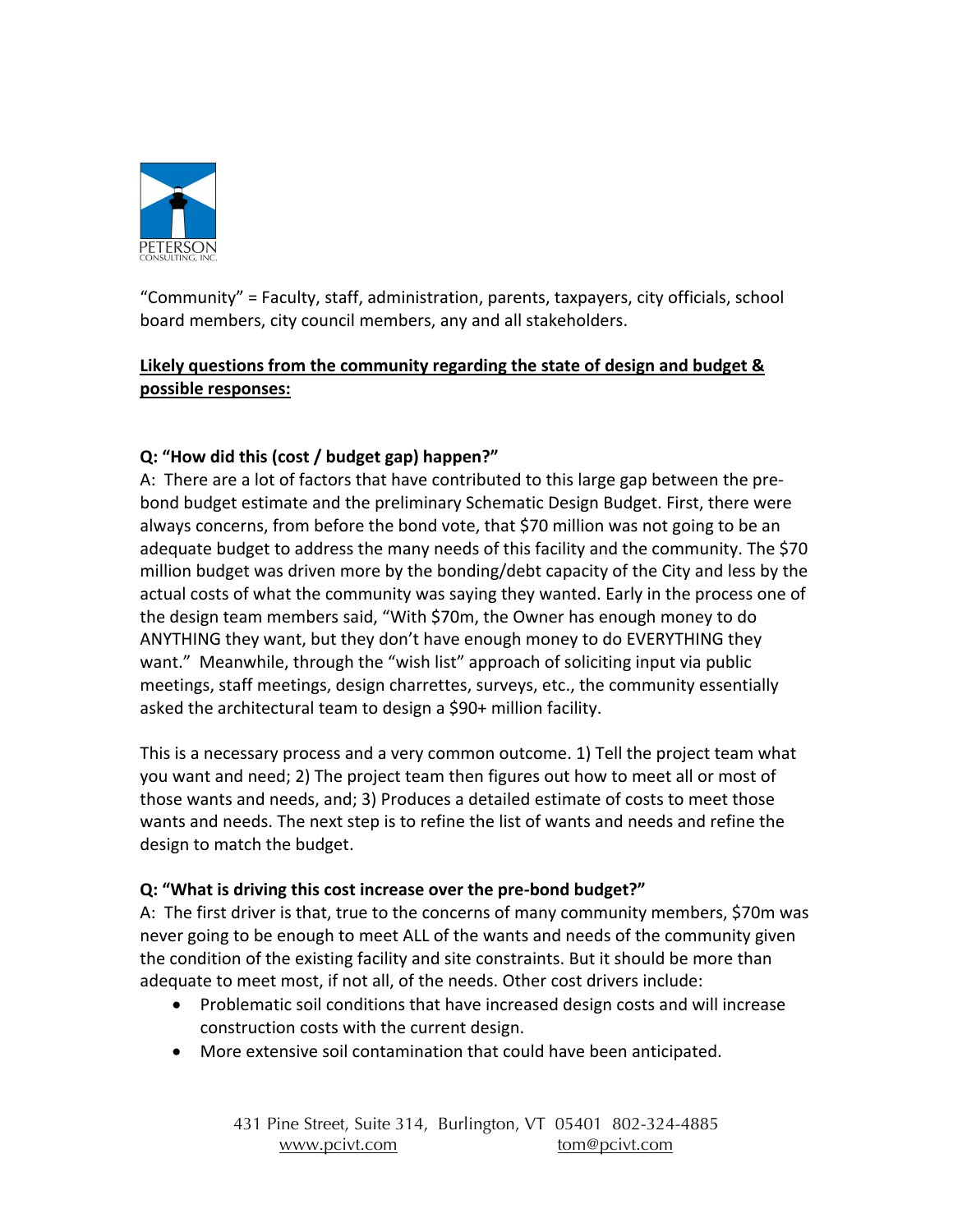PETERSON
CONSULTING, INC.

"Community" = Faculty, staff, administration, parents, taxpayers, city officials, school board members, city council members, any and all stakeholders.

**Likely questions from the community regarding the state of design and budget & possible responses:**

**Q: "How did this (cost / budget gap) happen?"**

A: There are a lot of factors that have contributed to this large gap between the pre-bond budget estimate and the preliminary Schematic Design Budget. First, there were always concerns, from before the bond vote, that $70 million was not going to be an adequate budget to address the many needs of this facility and the community. The $70 million budget was driven more by the bonding/debt capacity of the City and less by the actual costs of what the community was saying they wanted. Early in the process one of the design team members said, "With $70m, the Owner has enough money to do ANYTHING they want, but they don't have enough money to do EVERYTHING they want." Meanwhile, through the "wish list" approach of soliciting input via public meetings, staff meetings, design charrettes, surveys, etc., the community essentially asked the architectural team to design a $90+ million facility.

This is a necessary process and a very common outcome. 1) Tell the project team what you want and need; 2) The project team then figures out how to meet all or most of those wants and needs, and; 3) Produces a detailed estimate of costs to meet those wants and needs. The next step is to refine the list of wants and needs and refine the design to match the budget.

**Q: "What is driving this cost increase over the pre-bond budget?"**

A: The first driver is that, true to the concerns of many community members, $70m was never going to be enough to meet ALL of the wants and needs of the community given the condition of the existing facility and site constraints. But it should be more than adequate to meet most, if not all, of the needs. Other cost drivers include:

- Problematic soil conditions that have increased design costs and will increase construction costs with the current design.
- More extensive soil contamination that could have been anticipated.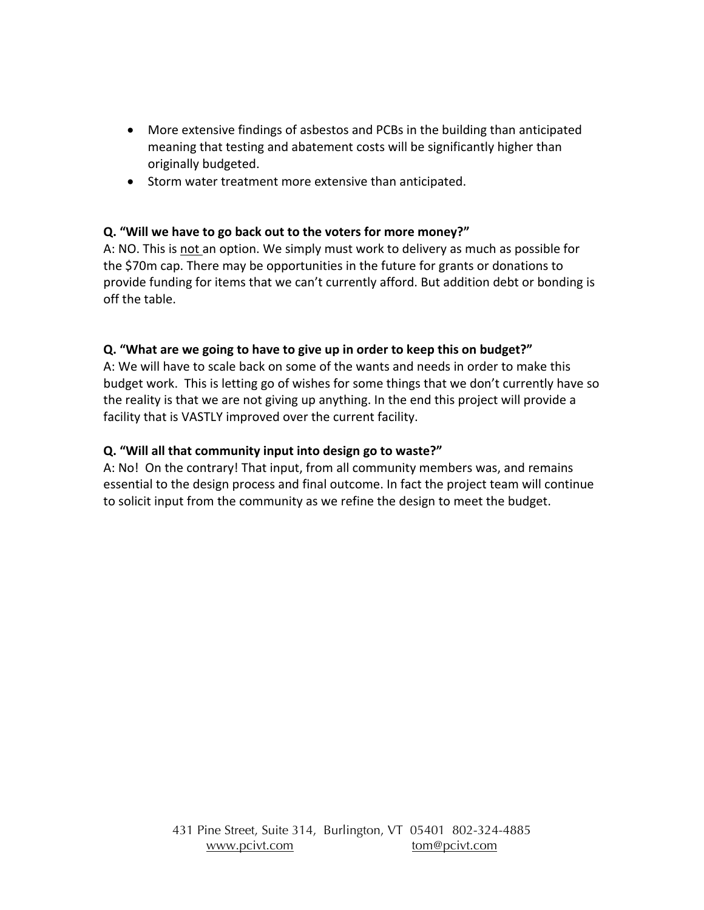- More extensive findings of asbestos and PCBs in the building than anticipated meaning that testing and abatement costs will be significantly higher than originally budgeted.
- Storm water treatment more extensive than anticipated.

**Q. "Will we have to go back out to the voters for more money?"**
A: NO. This is <u>not</u> an option. We simply must work to delivery as much as possible for the $70m cap. There may be opportunities in the future for grants or donations to provide funding for items that we can't currently afford. But addition debt or bonding is off the table.

**Q. "What are we going to have to give up in order to keep this on budget?"**
A: We will have to scale back on some of the wants and needs in order to make this budget work. This is letting go of wishes for some things that we don't currently have so the reality is that we are not giving up anything. In the end this project will provide a facility that is VASTLY improved over the current facility.

**Q. "Will all that community input into design go to waste?"**
A: No! On the contrary! That input, from all community members was, and remains essential to the design process and final outcome. In fact the project team will continue to solicit input from the community as we refine the design to meet the budget.